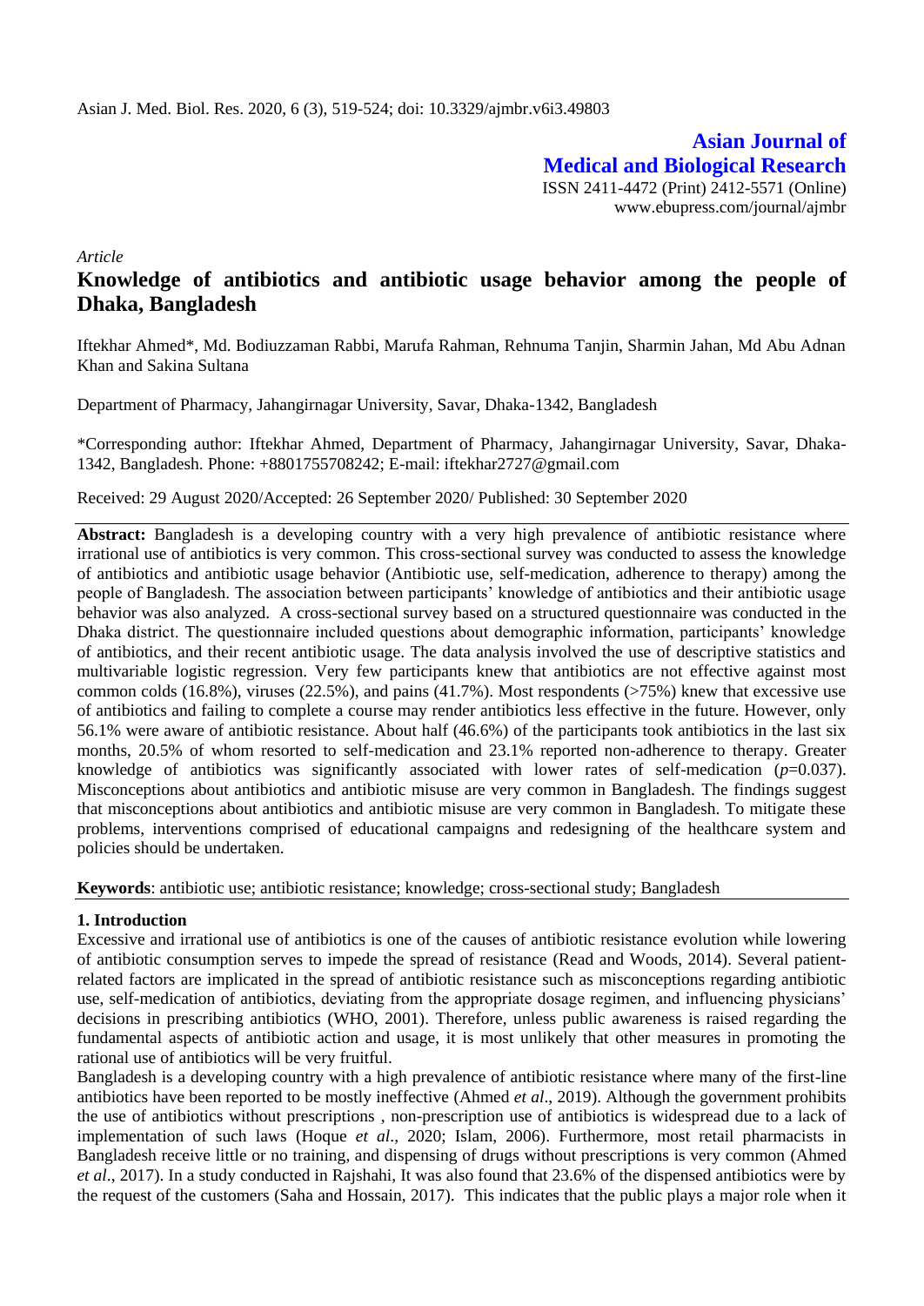**Asian Journal of Medical and Biological Research**

ISSN 2411-4472 (Print) 2412-5571 (Online)
www.ebupress.com/journal/ajmbr

*Article*

# Knowledge of antibiotics and antibiotic usage behavior among the people of Dhaka, Bangladesh

Iftekhar Ahmed*, Md. Bodiuzzaman Rabbi, Marufa Rahman, Rehnuma Tanjin, Sharmin Jahan, Md Abu Adnan Khan and Sakina Sultana

Department of Pharmacy, Jahangirnagar University, Savar, Dhaka-1342, Bangladesh

*Corresponding author: Iftekhar Ahmed, Department of Pharmacy, Jahangirnagar University, Savar, Dhaka-1342, Bangladesh. Phone: +8801755708242; E-mail: iftekhar2727@gmail.com

Received: 29 August 2020/Accepted: 26 September 2020/ Published: 30 September 2020

**Abstract:** Bangladesh is a developing country with a very high prevalence of antibiotic resistance where irrational use of antibiotics is very common. This cross-sectional survey was conducted to assess the knowledge of antibiotics and antibiotic usage behavior (Antibiotic use, self-medication, adherence to therapy) among the people of Bangladesh. The association between participants' knowledge of antibiotics and their antibiotic usage behavior was also analyzed. A cross-sectional survey based on a structured questionnaire was conducted in the Dhaka district. The questionnaire included questions about demographic information, participants' knowledge of antibiotics, and their recent antibiotic usage. The data analysis involved the use of descriptive statistics and multivariable logistic regression. Very few participants knew that antibiotics are not effective against most common colds (16.8%), viruses (22.5%), and pains (41.7%). Most respondents (>75%) knew that excessive use of antibiotics and failing to complete a course may render antibiotics less effective in the future. However, only 56.1% were aware of antibiotic resistance. About half (46.6%) of the participants took antibiotics in the last six months, 20.5% of whom resorted to self-medication and 23.1% reported non-adherence to therapy. Greater knowledge of antibiotics was significantly associated with lower rates of self-medication ($p$=0.037). Misconceptions about antibiotics and antibiotic misuse are very common in Bangladesh. The findings suggest that misconceptions about antibiotics and antibiotic misuse are very common in Bangladesh. To mitigate these problems, interventions comprised of educational campaigns and redesigning of the healthcare system and policies should be undertaken.

**Keywords**: antibiotic use; antibiotic resistance; knowledge; cross-sectional study; Bangladesh

## 1. Introduction

Excessive and irrational use of antibiotics is one of the causes of antibiotic resistance evolution while lowering of antibiotic consumption serves to impede the spread of resistance (Read and Woods, 2014). Several patient-related factors are implicated in the spread of antibiotic resistance such as misconceptions regarding antibiotic use, self-medication of antibiotics, deviating from the appropriate dosage regimen, and influencing physicians' decisions in prescribing antibiotics (WHO, 2001). Therefore, unless public awareness is raised regarding the fundamental aspects of antibiotic action and usage, it is most unlikely that other measures in promoting the rational use of antibiotics will be very fruitful.

Bangladesh is a developing country with a high prevalence of antibiotic resistance where many of the first-line antibiotics have been reported to be mostly ineffective (Ahmed *et al*., 2019). Although the government prohibits the use of antibiotics without prescriptions , non-prescription use of antibiotics is widespread due to a lack of implementation of such laws (Hoque *et al*., 2020; Islam, 2006). Furthermore, most retail pharmacists in Bangladesh receive little or no training, and dispensing of drugs without prescriptions is very common (Ahmed *et al*., 2017). In a study conducted in Rajshahi, It was also found that 23.6% of the dispensed antibiotics were by the request of the customers (Saha and Hossain, 2017). This indicates that the public plays a major role when it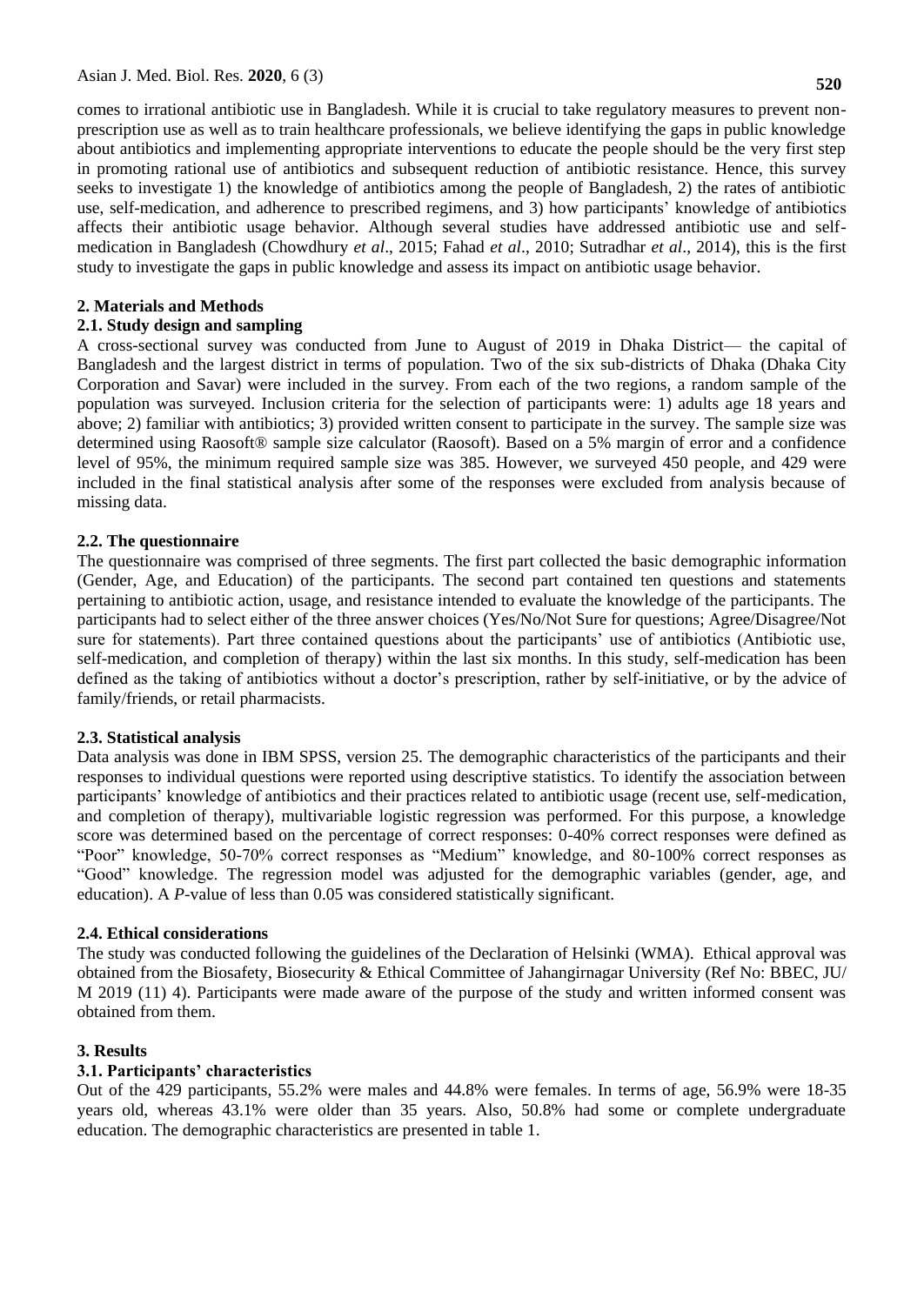comes to irrational antibiotic use in Bangladesh. While it is crucial to take regulatory measures to prevent non-prescription use as well as to train healthcare professionals, we believe identifying the gaps in public knowledge about antibiotics and implementing appropriate interventions to educate the people should be the very first step in promoting rational use of antibiotics and subsequent reduction of antibiotic resistance. Hence, this survey seeks to investigate 1) the knowledge of antibiotics among the people of Bangladesh, 2) the rates of antibiotic use, self-medication, and adherence to prescribed regimens, and 3) how participants' knowledge of antibiotics affects their antibiotic usage behavior. Although several studies have addressed antibiotic use and self-medication in Bangladesh (Chowdhury *et al*., 2015; Fahad *et al*., 2010; Sutradhar *et al*., 2014), this is the first study to investigate the gaps in public knowledge and assess its impact on antibiotic usage behavior.

## 2. Materials and Methods

### 2.1. Study design and sampling

A cross-sectional survey was conducted from June to August of 2019 in Dhaka District— the capital of Bangladesh and the largest district in terms of population. Two of the six sub-districts of Dhaka (Dhaka City Corporation and Savar) were included in the survey. From each of the two regions, a random sample of the population was surveyed. Inclusion criteria for the selection of participants were: 1) adults age 18 years and above; 2) familiar with antibiotics; 3) provided written consent to participate in the survey. The sample size was determined using Raosoft® sample size calculator (Raosoft). Based on a 5% margin of error and a confidence level of 95%, the minimum required sample size was 385. However, we surveyed 450 people, and 429 were included in the final statistical analysis after some of the responses were excluded from analysis because of missing data.

### 2.2. The questionnaire

The questionnaire was comprised of three segments. The first part collected the basic demographic information (Gender, Age, and Education) of the participants. The second part contained ten questions and statements pertaining to antibiotic action, usage, and resistance intended to evaluate the knowledge of the participants. The participants had to select either of the three answer choices (Yes/No/Not Sure for questions; Agree/Disagree/Not sure for statements). Part three contained questions about the participants' use of antibiotics (Antibiotic use, self-medication, and completion of therapy) within the last six months. In this study, self-medication has been defined as the taking of antibiotics without a doctor's prescription, rather by self-initiative, or by the advice of family/friends, or retail pharmacists.

### 2.3. Statistical analysis

Data analysis was done in IBM SPSS, version 25. The demographic characteristics of the participants and their responses to individual questions were reported using descriptive statistics. To identify the association between participants' knowledge of antibiotics and their practices related to antibiotic usage (recent use, self-medication, and completion of therapy), multivariable logistic regression was performed. For this purpose, a knowledge score was determined based on the percentage of correct responses: 0-40% correct responses were defined as "Poor" knowledge, 50-70% correct responses as "Medium" knowledge, and 80-100% correct responses as "Good" knowledge. The regression model was adjusted for the demographic variables (gender, age, and education). A *P*-value of less than 0.05 was considered statistically significant.

### 2.4. Ethical considerations

The study was conducted following the guidelines of the Declaration of Helsinki (WMA). Ethical approval was obtained from the Biosafety, Biosecurity & Ethical Committee of Jahangirnagar University (Ref No: BBEC, JU/ M 2019 (11) 4). Participants were made aware of the purpose of the study and written informed consent was obtained from them.

## 3. Results

### 3.1. Participants' characteristics

Out of the 429 participants, 55.2% were males and 44.8% were females. In terms of age, 56.9% were 18-35 years old, whereas 43.1% were older than 35 years. Also, 50.8% had some or complete undergraduate education. The demographic characteristics are presented in table 1.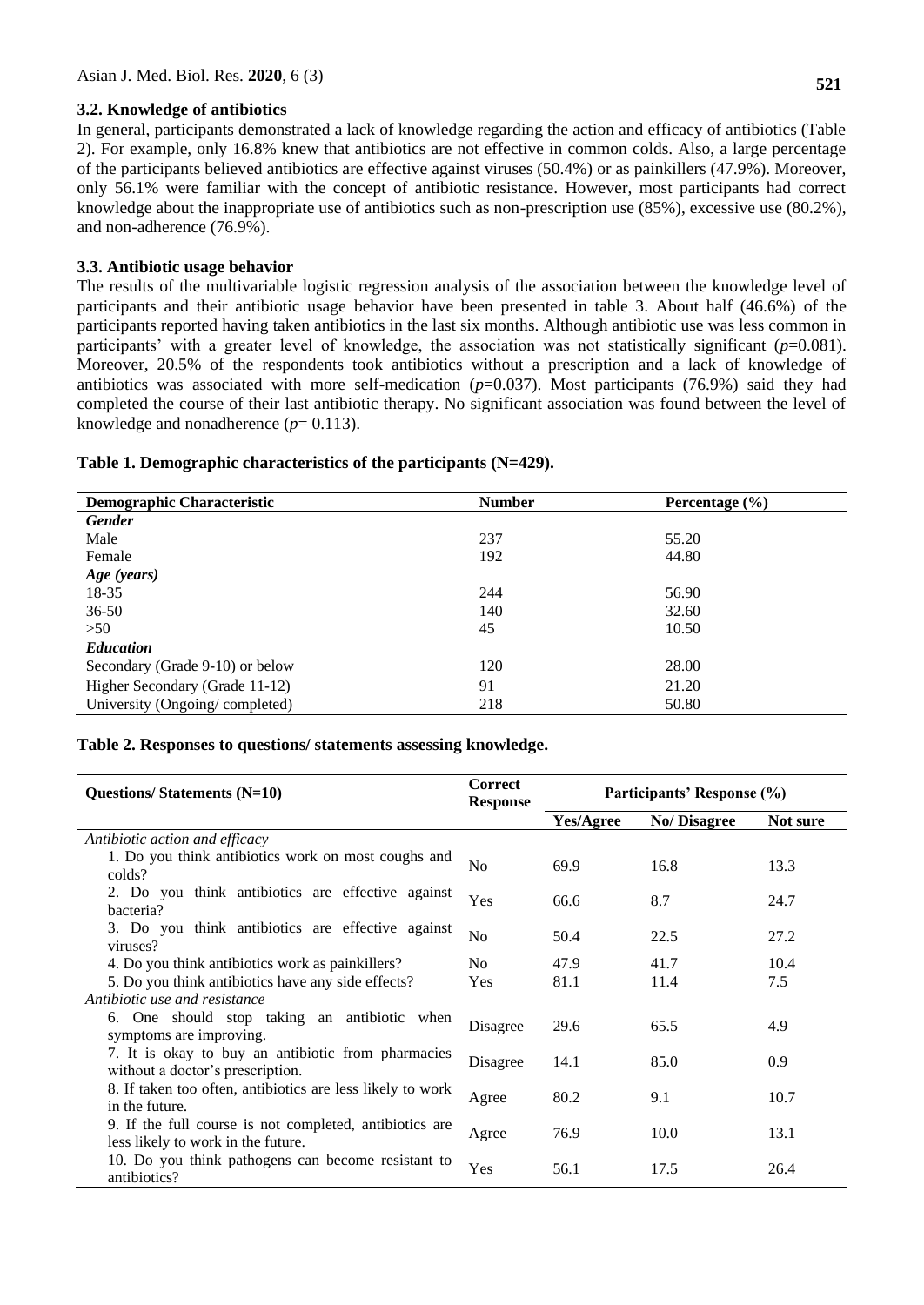### 3.2. Knowledge of antibiotics

In general, participants demonstrated a lack of knowledge regarding the action and efficacy of antibiotics (Table 2). For example, only 16.8% knew that antibiotics are not effective in common colds. Also, a large percentage of the participants believed antibiotics are effective against viruses (50.4%) or as painkillers (47.9%). Moreover, only 56.1% were familiar with the concept of antibiotic resistance. However, most participants had correct knowledge about the inappropriate use of antibiotics such as non-prescription use (85%), excessive use (80.2%), and non-adherence (76.9%).

### 3.3. Antibiotic usage behavior

The results of the multivariable logistic regression analysis of the association between the knowledge level of participants and their antibiotic usage behavior have been presented in table 3. About half (46.6%) of the participants reported having taken antibiotics in the last six months. Although antibiotic use was less common in participants' with a greater level of knowledge, the association was not statistically significant ($p$=0.081). Moreover, 20.5% of the respondents took antibiotics without a prescription and a lack of knowledge of antibiotics was associated with more self-medication ($p$=0.037). Most participants (76.9%) said they had completed the course of their last antibiotic therapy. No significant association was found between the level of knowledge and nonadherence ($p$= 0.113).

**Table 1. Demographic characteristics of the participants (N=429).**

| Demographic Characteristic | Number | Percentage (%) |
|---|---|---|
| ***Gender*** | | |
| Male | 237 | 55.20 |
| Female | 192 | 44.80 |
| ***Age (years)*** | | |
| 18-35 | 244 | 56.90 |
| 36-50 | 140 | 32.60 |
| >50 | 45 | 10.50 |
| ***Education*** | | |
| Secondary (Grade 9-10) or below | 120 | 28.00 |
| Higher Secondary (Grade 11-12) | 91 | 21.20 |
| University (Ongoing/ completed) | 218 | 50.80 |

**Table 2. Responses to questions/ statements assessing knowledge.**

| Questions/ Statements (N=10) | Correct Response | Participants' Response (%) | | |
|---|---|---|---|---|
| | | Yes/Agree | No/ Disagree | Not sure |
| *Antibiotic action and efficacy* | | | | |
| 1. Do you think antibiotics work on most coughs and colds? | No | 69.9 | 16.8 | 13.3 |
| 2. Do you think antibiotics are effective against bacteria? | Yes | 66.6 | 8.7 | 24.7 |
| 3. Do you think antibiotics are effective against viruses? | No | 50.4 | 22.5 | 27.2 |
| 4. Do you think antibiotics work as painkillers? | No | 47.9 | 41.7 | 10.4 |
| 5. Do you think antibiotics have any side effects? | Yes | 81.1 | 11.4 | 7.5 |
| *Antibiotic use and resistance* | | | | |
| 6. One should stop taking an antibiotic when symptoms are improving. | Disagree | 29.6 | 65.5 | 4.9 |
| 7. It is okay to buy an antibiotic from pharmacies without a doctor's prescription. | Disagree | 14.1 | 85.0 | 0.9 |
| 8. If taken too often, antibiotics are less likely to work in the future. | Agree | 80.2 | 9.1 | 10.7 |
| 9. If the full course is not completed, antibiotics are less likely to work in the future. | Agree | 76.9 | 10.0 | 13.1 |
| 10. Do you think pathogens can become resistant to antibiotics? | Yes | 56.1 | 17.5 | 26.4 |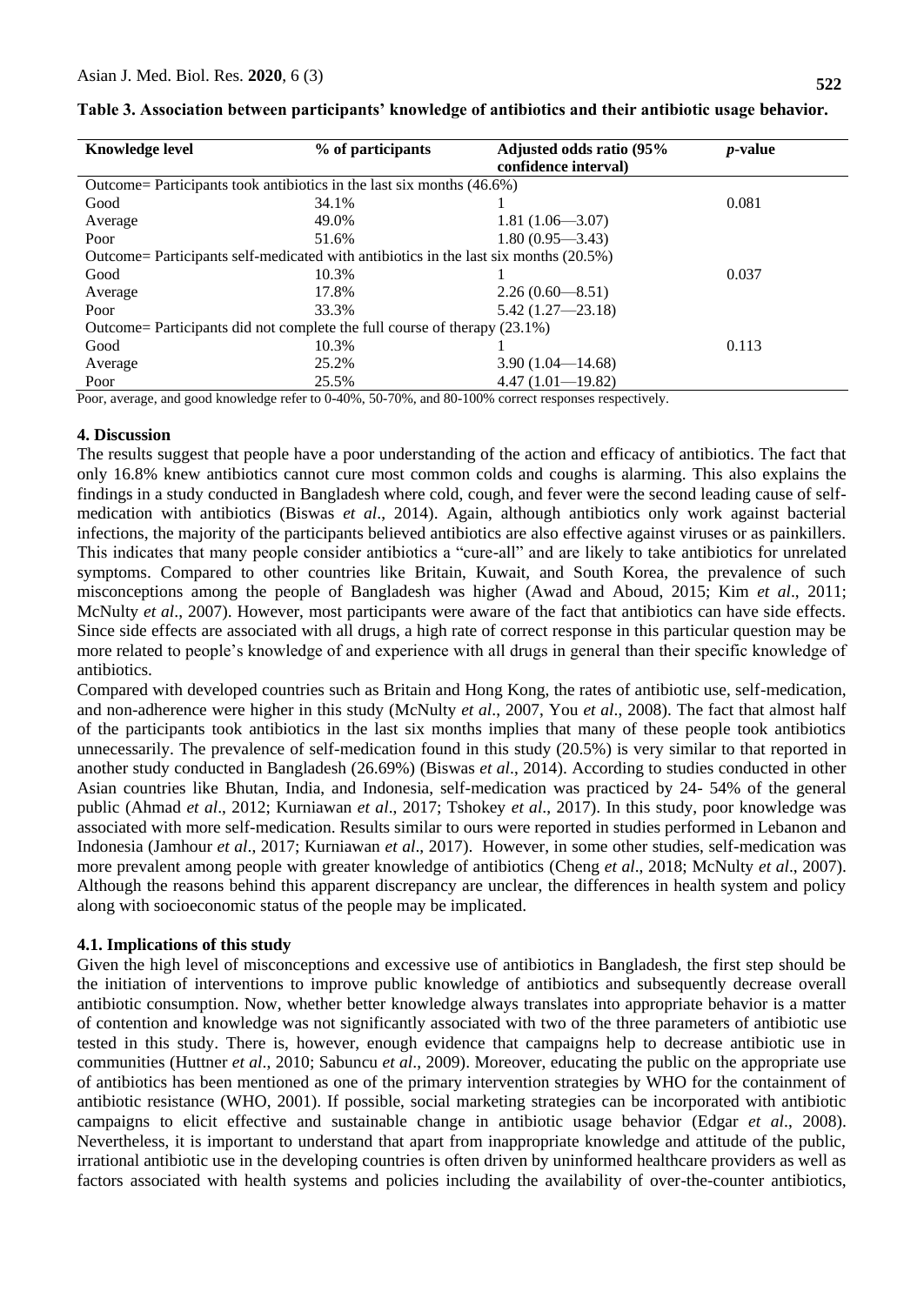**Table 3. Association between participants' knowledge of antibiotics and their antibiotic usage behavior.**

| Knowledge level | % of participants | Adjusted odds ratio (95% confidence interval) | *p*-value |
|---|---|---|---|
| Outcome= Participants took antibiotics in the last six months (46.6%) | | | |
| Good | 34.1% | 1 | 0.081 |
| Average | 49.0% | 1.81 (1.06—3.07) | |
| Poor | 51.6% | 1.80 (0.95—3.43) | |
| Outcome= Participants self-medicated with antibiotics in the last six months (20.5%) | | | |
| Good | 10.3% | 1 | 0.037 |
| Average | 17.8% | 2.26 (0.60—8.51) | |
| Poor | 33.3% | 5.42 (1.27—23.18) | |
| Outcome= Participants did not complete the full course of therapy (23.1%) | | | |
| Good | 10.3% | 1 | 0.113 |
| Average | 25.2% | 3.90 (1.04—14.68) | |
| Poor | 25.5% | 4.47 (1.01—19.82) | |

Poor, average, and good knowledge refer to 0-40%, 50-70%, and 80-100% correct responses respectively.

## 4. Discussion

The results suggest that people have a poor understanding of the action and efficacy of antibiotics. The fact that only 16.8% knew antibiotics cannot cure most common colds and coughs is alarming. This also explains the findings in a study conducted in Bangladesh where cold, cough, and fever were the second leading cause of self-medication with antibiotics (Biswas *et al*., 2014). Again, although antibiotics only work against bacterial infections, the majority of the participants believed antibiotics are also effective against viruses or as painkillers. This indicates that many people consider antibiotics a "cure-all" and are likely to take antibiotics for unrelated symptoms. Compared to other countries like Britain, Kuwait, and South Korea, the prevalence of such misconceptions among the people of Bangladesh was higher (Awad and Aboud, 2015; Kim *et al*., 2011; McNulty *et al*., 2007). However, most participants were aware of the fact that antibiotics can have side effects. Since side effects are associated with all drugs, a high rate of correct response in this particular question may be more related to people's knowledge of and experience with all drugs in general than their specific knowledge of antibiotics.

Compared with developed countries such as Britain and Hong Kong, the rates of antibiotic use, self-medication, and non-adherence were higher in this study (McNulty *et al*., 2007, You *et al*., 2008). The fact that almost half of the participants took antibiotics in the last six months implies that many of these people took antibiotics unnecessarily. The prevalence of self-medication found in this study (20.5%) is very similar to that reported in another study conducted in Bangladesh (26.69%) (Biswas *et al*., 2014). According to studies conducted in other Asian countries like Bhutan, India, and Indonesia, self-medication was practiced by 24- 54% of the general public (Ahmad *et al*., 2012; Kurniawan *et al*., 2017; Tshokey *et al*., 2017). In this study, poor knowledge was associated with more self-medication. Results similar to ours were reported in studies performed in Lebanon and Indonesia (Jamhour *et al*., 2017; Kurniawan *et al*., 2017). However, in some other studies, self-medication was more prevalent among people with greater knowledge of antibiotics (Cheng *et al*., 2018; McNulty *et al*., 2007). Although the reasons behind this apparent discrepancy are unclear, the differences in health system and policy along with socioeconomic status of the people may be implicated.

### 4.1. Implications of this study

Given the high level of misconceptions and excessive use of antibiotics in Bangladesh, the first step should be the initiation of interventions to improve public knowledge of antibiotics and subsequently decrease overall antibiotic consumption. Now, whether better knowledge always translates into appropriate behavior is a matter of contention and knowledge was not significantly associated with two of the three parameters of antibiotic use tested in this study. There is, however, enough evidence that campaigns help to decrease antibiotic use in communities (Huttner *et al*., 2010; Sabuncu *et al*., 2009). Moreover, educating the public on the appropriate use of antibiotics has been mentioned as one of the primary intervention strategies by WHO for the containment of antibiotic resistance (WHO, 2001). If possible, social marketing strategies can be incorporated with antibiotic campaigns to elicit effective and sustainable change in antibiotic usage behavior (Edgar *et al*., 2008). Nevertheless, it is important to understand that apart from inappropriate knowledge and attitude of the public, irrational antibiotic use in the developing countries is often driven by uninformed healthcare providers as well as factors associated with health systems and policies including the availability of over-the-counter antibiotics,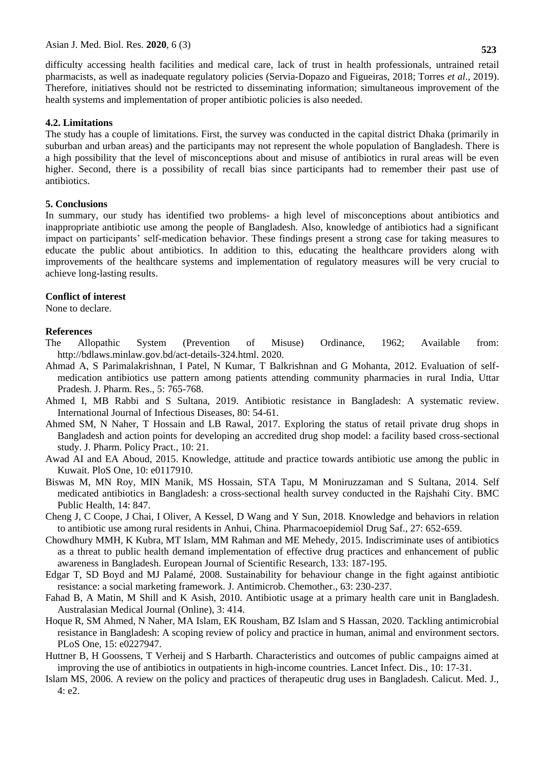difficulty accessing health facilities and medical care, lack of trust in health professionals, untrained retail pharmacists, as well as inadequate regulatory policies (Servia-Dopazo and Figueiras, 2018; Torres *et al*., 2019). Therefore, initiatives should not be restricted to disseminating information; simultaneous improvement of the health systems and implementation of proper antibiotic policies is also needed.

### 4.2. Limitations

The study has a couple of limitations. First, the survey was conducted in the capital district Dhaka (primarily in suburban and urban areas) and the participants may not represent the whole population of Bangladesh. There is a high possibility that the level of misconceptions about and misuse of antibiotics in rural areas will be even higher. Second, there is a possibility of recall bias since participants had to remember their past use of antibiotics.

## 5. Conclusions

In summary, our study has identified two problems- a high level of misconceptions about antibiotics and inappropriate antibiotic use among the people of Bangladesh. Also, knowledge of antibiotics had a significant impact on participants' self-medication behavior. These findings present a strong case for taking measures to educate the public about antibiotics. In addition to this, educating the healthcare providers along with improvements of the healthcare systems and implementation of regulatory measures will be very crucial to achieve long-lasting results.

## Conflict of interest

None to declare.

## References

The Allopathic System (Prevention of Misuse) Ordinance, 1962; Available from: http://bdlaws.minlaw.gov.bd/act-details-324.html. 2020.

Ahmad A, S Parimalakrishnan, I Patel, N Kumar, T Balkrishnan and G Mohanta, 2012. Evaluation of self-medication antibiotics use pattern among patients attending community pharmacies in rural India, Uttar Pradesh. J. Pharm. Res., 5: 765-768.

Ahmed I, MB Rabbi and S Sultana, 2019. Antibiotic resistance in Bangladesh: A systematic review. International Journal of Infectious Diseases, 80: 54-61.

Ahmed SM, N Naher, T Hossain and LB Rawal, 2017. Exploring the status of retail private drug shops in Bangladesh and action points for developing an accredited drug shop model: a facility based cross-sectional study. J. Pharm. Policy Pract., 10: 21.

Awad AI and EA Aboud, 2015. Knowledge, attitude and practice towards antibiotic use among the public in Kuwait. PloS One, 10: e0117910.

Biswas M, MN Roy, MIN Manik, MS Hossain, STA Tapu, M Moniruzzaman and S Sultana, 2014. Self medicated antibiotics in Bangladesh: a cross-sectional health survey conducted in the Rajshahi City. BMC Public Health, 14: 847.

Cheng J, C Coope, J Chai, I Oliver, A Kessel, D Wang and Y Sun, 2018. Knowledge and behaviors in relation to antibiotic use among rural residents in Anhui, China. Pharmacoepidemiol Drug Saf., 27: 652-659.

Chowdhury MMH, K Kubra, MT Islam, MM Rahman and ME Mehedy, 2015. Indiscriminate uses of antibiotics as a threat to public health demand implementation of effective drug practices and enhancement of public awareness in Bangladesh. European Journal of Scientific Research, 133: 187-195.

Edgar T, SD Boyd and MJ Palamé, 2008. Sustainability for behaviour change in the fight against antibiotic resistance: a social marketing framework. J. Antimicrob. Chemother., 63: 230-237.

Fahad B, A Matin, M Shill and K Asish, 2010. Antibiotic usage at a primary health care unit in Bangladesh. Australasian Medical Journal (Online), 3: 414.

Hoque R, SM Ahmed, N Naher, MA Islam, EK Rousham, BZ Islam and S Hassan, 2020. Tackling antimicrobial resistance in Bangladesh: A scoping review of policy and practice in human, animal and environment sectors. PLoS One, 15: e0227947.

Huttner B, H Goossens, T Verheij and S Harbarth. Characteristics and outcomes of public campaigns aimed at improving the use of antibiotics in outpatients in high-income countries. Lancet Infect. Dis., 10: 17-31.

Islam MS, 2006. A review on the policy and practices of therapeutic drug uses in Bangladesh. Calicut. Med. J., 4: e2.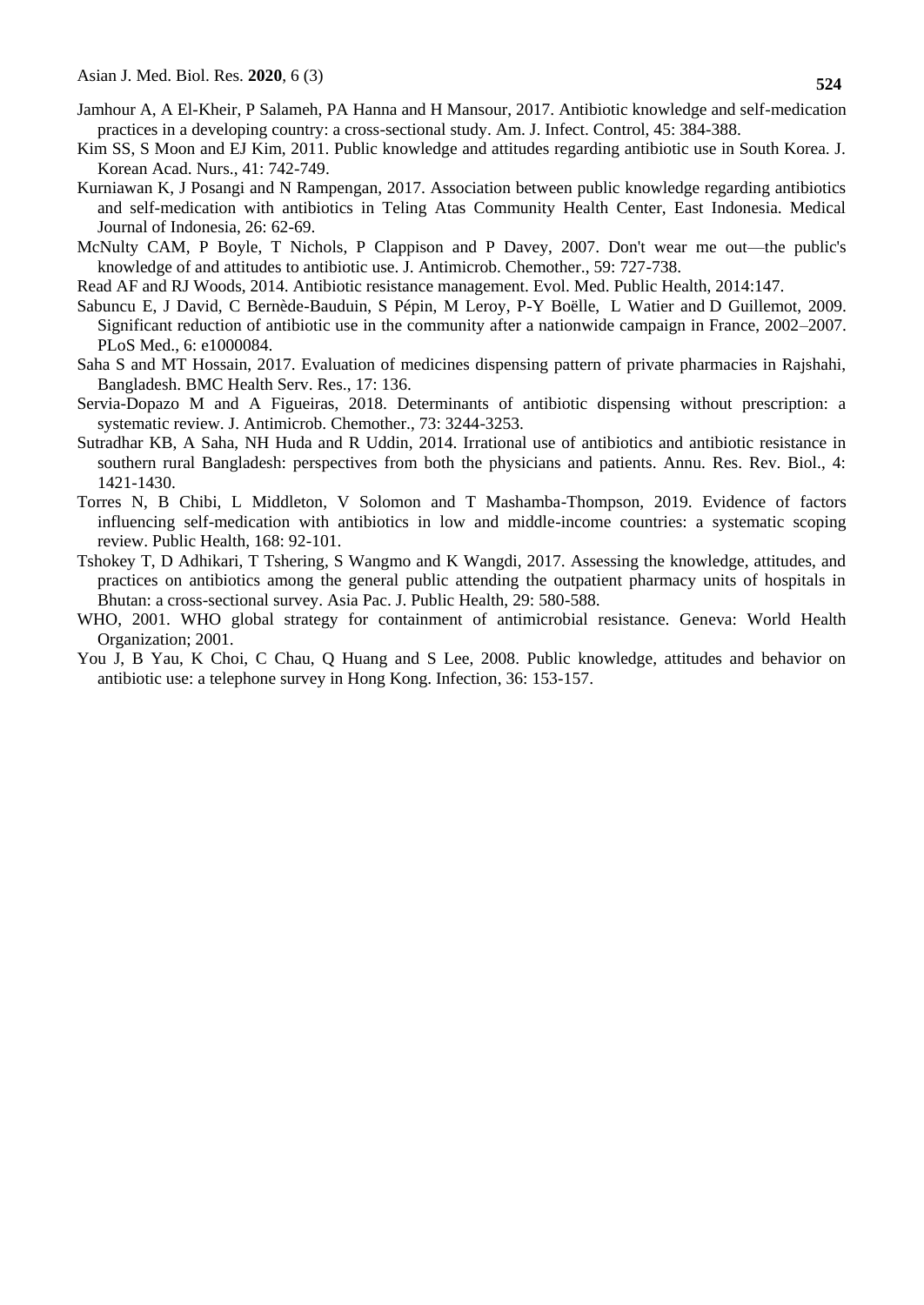Jamhour A, A El-Kheir, P Salameh, PA Hanna and H Mansour, 2017. Antibiotic knowledge and self-medication practices in a developing country: a cross-sectional study. Am. J. Infect. Control, 45: 384-388.

Kim SS, S Moon and EJ Kim, 2011. Public knowledge and attitudes regarding antibiotic use in South Korea. J. Korean Acad. Nurs., 41: 742-749.

Kurniawan K, J Posangi and N Rampengan, 2017. Association between public knowledge regarding antibiotics and self-medication with antibiotics in Teling Atas Community Health Center, East Indonesia. Medical Journal of Indonesia, 26: 62-69.

McNulty CAM, P Boyle, T Nichols, P Clappison and P Davey, 2007. Don't wear me out—the public's knowledge of and attitudes to antibiotic use. J. Antimicrob. Chemother., 59: 727-738.

Read AF and RJ Woods, 2014. Antibiotic resistance management. Evol. Med. Public Health, 2014:147.

Sabuncu E, J David, C Bernède-Bauduin, S Pépin, M Leroy, P-Y Boëlle, L Watier and D Guillemot, 2009. Significant reduction of antibiotic use in the community after a nationwide campaign in France, 2002–2007. PLoS Med., 6: e1000084.

Saha S and MT Hossain, 2017. Evaluation of medicines dispensing pattern of private pharmacies in Rajshahi, Bangladesh. BMC Health Serv. Res., 17: 136.

Servia-Dopazo M and A Figueiras, 2018. Determinants of antibiotic dispensing without prescription: a systematic review. J. Antimicrob. Chemother., 73: 3244-3253.

Sutradhar KB, A Saha, NH Huda and R Uddin, 2014. Irrational use of antibiotics and antibiotic resistance in southern rural Bangladesh: perspectives from both the physicians and patients. Annu. Res. Rev. Biol., 4: 1421-1430.

Torres N, B Chibi, L Middleton, V Solomon and T Mashamba-Thompson, 2019. Evidence of factors influencing self-medication with antibiotics in low and middle-income countries: a systematic scoping review. Public Health, 168: 92-101.

Tshokey T, D Adhikari, T Tshering, S Wangmo and K Wangdi, 2017. Assessing the knowledge, attitudes, and practices on antibiotics among the general public attending the outpatient pharmacy units of hospitals in Bhutan: a cross-sectional survey. Asia Pac. J. Public Health, 29: 580-588.

WHO, 2001. WHO global strategy for containment of antimicrobial resistance. Geneva: World Health Organization; 2001.

You J, B Yau, K Choi, C Chau, Q Huang and S Lee, 2008. Public knowledge, attitudes and behavior on antibiotic use: a telephone survey in Hong Kong. Infection, 36: 153-157.